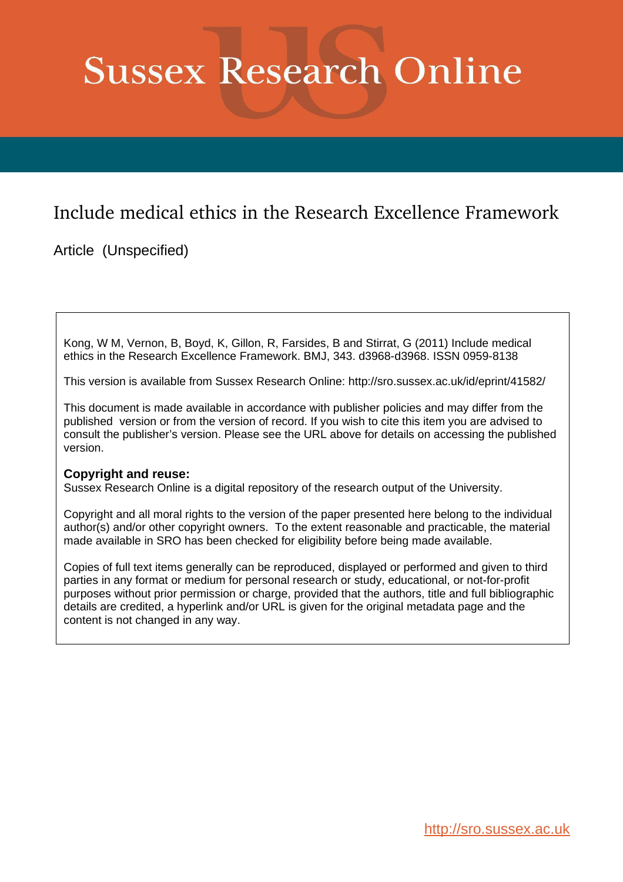# Sussex Research Online

## Include medical ethics in the Research Excellence Framework

Article (Unspecified)

Kong, W M, Vernon, B, Boyd, K, Gillon, R, Farsides, B and Stirrat, G (2011) Include medical ethics in the Research Excellence Framework. BMJ, 343. d3968-d3968. ISSN 0959-8138

This version is available from Sussex Research Online: http://sro.sussex.ac.uk/id/eprint/41582/

This document is made available in accordance with publisher policies and may differ from the published version or from the version of record. If you wish to cite this item you are advised to consult the publisher's version. Please see the URL above for details on accessing the published version.

**Copyright and reuse:**
Sussex Research Online is a digital repository of the research output of the University.

Copyright and all moral rights to the version of the paper presented here belong to the individual author(s) and/or other copyright owners. To the extent reasonable and practicable, the material made available in SRO has been checked for eligibility before being made available.

Copies of full text items generally can be reproduced, displayed or performed and given to third parties in any format or medium for personal research or study, educational, or not-for-profit purposes without prior permission or charge, provided that the authors, title and full bibliographic details are credited, a hyperlink and/or URL is given for the original metadata page and the content is not changed in any way.

http://sro.sussex.ac.uk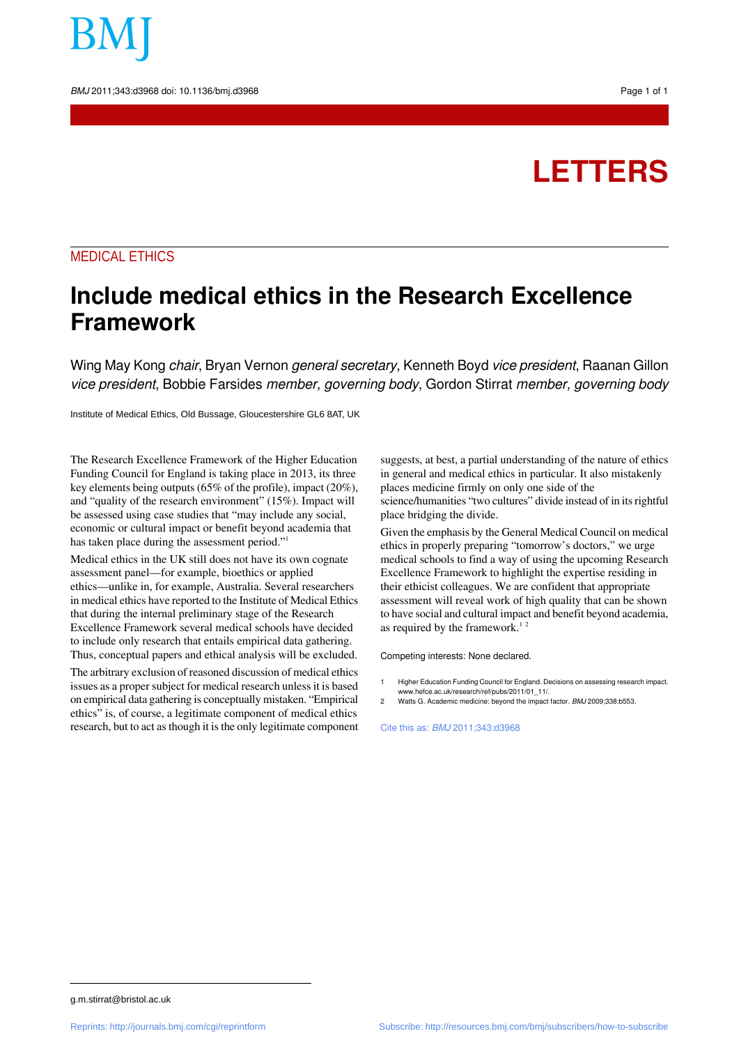# LETTERS

## MEDICAL ETHICS

# Include medical ethics in the Research Excellence Framework

Wing May Kong *chair*, Bryan Vernon *general secretary*, Kenneth Boyd *vice president*, Raanan Gillon *vice president*, Bobbie Farsides *member, governing body*, Gordon Stirrat *member, governing body*

Institute of Medical Ethics, Old Bussage, Gloucestershire GL6 8AT, UK

The Research Excellence Framework of the Higher Education Funding Council for England is taking place in 2013, its three key elements being outputs (65% of the profile), impact (20%), and "quality of the research environment" (15%). Impact will be assessed using case studies that "may include any social, economic or cultural impact or benefit beyond academia that has taken place during the assessment period."[1]

Medical ethics in the UK still does not have its own cognate assessment panel—for example, bioethics or applied ethics—unlike in, for example, Australia. Several researchers in medical ethics have reported to the Institute of Medical Ethics that during the internal preliminary stage of the Research Excellence Framework several medical schools have decided to include only research that entails empirical data gathering. Thus, conceptual papers and ethical analysis will be excluded.

The arbitrary exclusion of reasoned discussion of medical ethics issues as a proper subject for medical research unless it is based on empirical data gathering is conceptually mistaken. "Empirical ethics" is, of course, a legitimate component of medical ethics research, but to act as though it is the only legitimate component suggests, at best, a partial understanding of the nature of ethics in general and medical ethics in particular. It also mistakenly places medicine firmly on only one side of the science/humanities "two cultures" divide instead of in its rightful place bridging the divide.

Given the emphasis by the General Medical Council on medical ethics in properly preparing "tomorrow's doctors," we urge medical schools to find a way of using the upcoming Research Excellence Framework to highlight the expertise residing in their ethicist colleagues. We are confident that appropriate assessment will reveal work of high quality that can be shown to have social and cultural impact and benefit beyond academia, as required by the framework.[1,2]

Competing interests: None declared.

1. Higher Education Funding Council for England. Decisions on assessing research impact. www.hefce.ac.uk/research/ref/pubs/2011/01_11/.
2. Watts G. Academic medicine: beyond the impact factor. *BMJ* 2009;338:b553.

Cite this as: *BMJ* 2011;343:d3968

g.m.stirrat@bristol.ac.uk